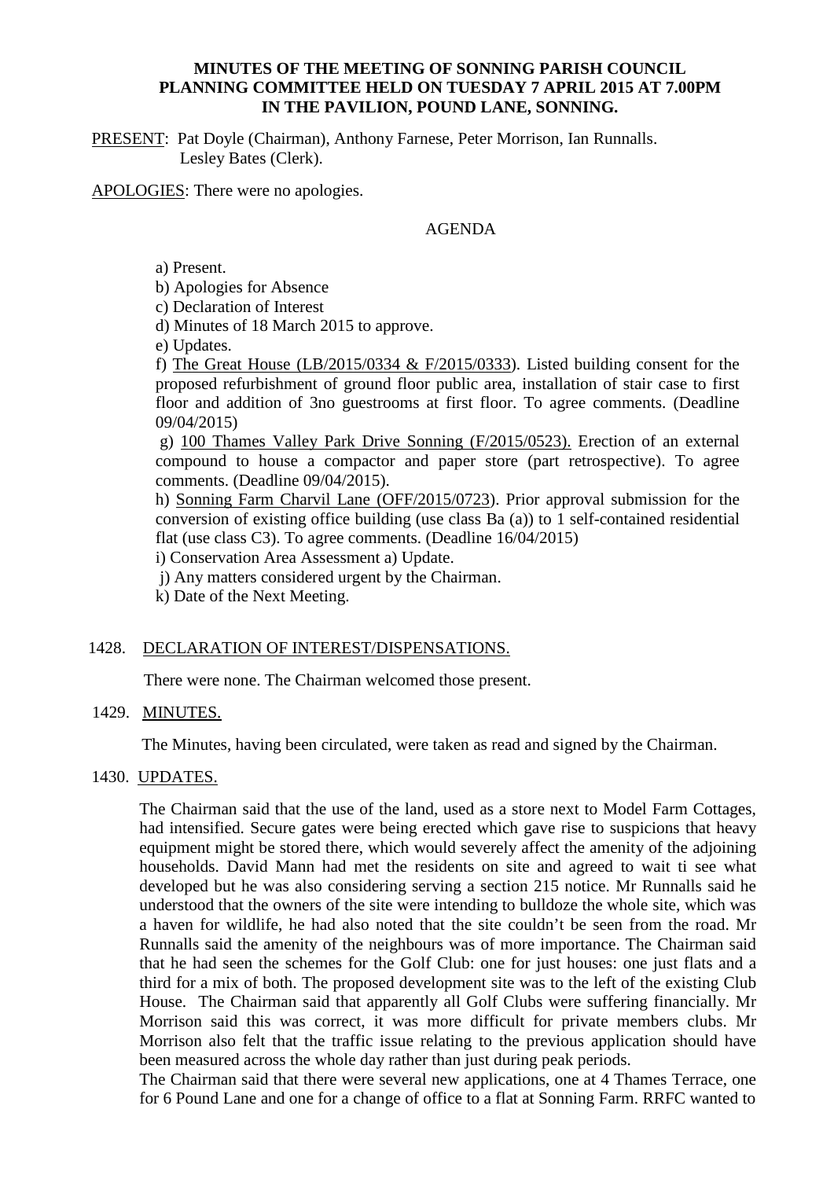**MINUTES OF THE MEETING OF SONNING PARISH COUNCIL PLANNING COMMITTEE HELD ON TUESDAY 7 APRIL 2015 AT 7.00PM IN THE PAVILION, POUND LANE, SONNING.**

PRESENT: Pat Doyle (Chairman), Anthony Farnese, Peter Morrison, Ian Runnalls. Lesley Bates (Clerk).

APOLOGIES: There were no apologies.

AGENDA

a) Present.
b) Apologies for Absence
c) Declaration of Interest
d) Minutes of 18 March 2015 to approve.
e) Updates.
f) The Great House (LB/2015/0334 & F/2015/0333). Listed building consent for the proposed refurbishment of ground floor public area, installation of stair case to first floor and addition of 3no guestrooms at first floor. To agree comments. (Deadline 09/04/2015)
g) 100 Thames Valley Park Drive Sonning (F/2015/0523). Erection of an external compound to house a compactor and paper store (part retrospective). To agree comments. (Deadline 09/04/2015).
h) Sonning Farm Charvil Lane (OFF/2015/0723). Prior approval submission for the conversion of existing office building (use class Ba (a)) to 1 self-contained residential flat (use class C3). To agree comments. (Deadline 16/04/2015)
i) Conservation Area Assessment a) Update.
j) Any matters considered urgent by the Chairman.
k) Date of the Next Meeting.

1428. DECLARATION OF INTEREST/DISPENSATIONS.

There were none. The Chairman welcomed those present.

1429. MINUTES.

The Minutes, having been circulated, were taken as read and signed by the Chairman.

1430. UPDATES.

The Chairman said that the use of the land, used as a store next to Model Farm Cottages, had intensified. Secure gates were being erected which gave rise to suspicions that heavy equipment might be stored there, which would severely affect the amenity of the adjoining households. David Mann had met the residents on site and agreed to wait ti see what developed but he was also considering serving a section 215 notice. Mr Runnalls said he understood that the owners of the site were intending to bulldoze the whole site, which was a haven for wildlife, he had also noted that the site couldn't be seen from the road. Mr Runnalls said the amenity of the neighbours was of more importance. The Chairman said that he had seen the schemes for the Golf Club: one for just houses: one just flats and a third for a mix of both. The proposed development site was to the left of the existing Club House. The Chairman said that apparently all Golf Clubs were suffering financially. Mr Morrison said this was correct, it was more difficult for private members clubs. Mr Morrison also felt that the traffic issue relating to the previous application should have been measured across the whole day rather than just during peak periods.

The Chairman said that there were several new applications, one at 4 Thames Terrace, one for 6 Pound Lane and one for a change of office to a flat at Sonning Farm. RRFC wanted to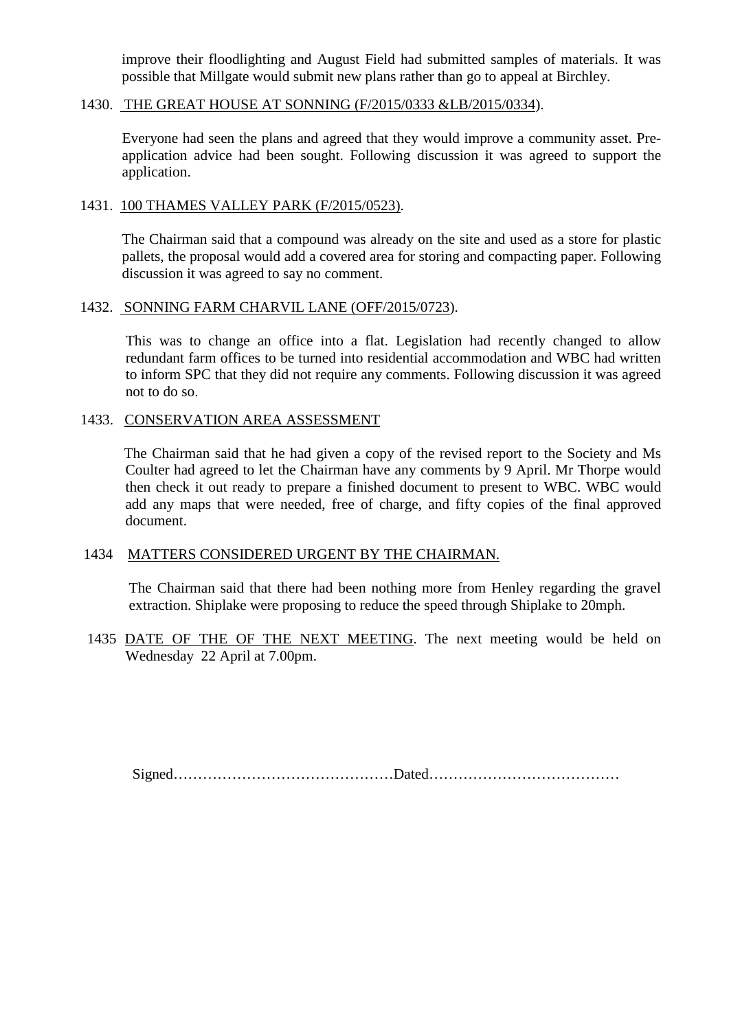improve their floodlighting and August Field had submitted samples of materials. It was possible that Millgate would submit new plans rather than go to appeal at Birchley.

1430. <u>THE GREAT HOUSE AT SONNING (F/2015/0333 &LB/2015/0334</u>).

Everyone had seen the plans and agreed that they would improve a community asset. Pre-application advice had been sought. Following discussion it was agreed to support the application.

1431. <u>100 THAMES VALLEY PARK (F/2015/0523)</u>.

The Chairman said that a compound was already on the site and used as a store for plastic pallets, the proposal would add a covered area for storing and compacting paper. Following discussion it was agreed to say no comment.

1432. <u>SONNING FARM CHARVIL LANE (OFF/2015/0723</u>).

This was to change an office into a flat. Legislation had recently changed to allow redundant farm offices to be turned into residential accommodation and WBC had written to inform SPC that they did not require any comments. Following discussion it was agreed not to do so.

1433. <u>CONSERVATION AREA ASSESSMENT</u>

The Chairman said that he had given a copy of the revised report to the Society and Ms Coulter had agreed to let the Chairman have any comments by 9 April. Mr Thorpe would then check it out ready to prepare a finished document to present to WBC. WBC would add any maps that were needed, free of charge, and fifty copies of the final approved document.

1434 <u>MATTERS CONSIDERED URGENT BY THE CHAIRMAN.</u>

The Chairman said that there had been nothing more from Henley regarding the gravel extraction. Shiplake were proposing to reduce the speed through Shiplake to 20mph.

1435 <u>DATE OF THE OF THE NEXT MEETING</u>. The next meeting would be held on Wednesday 22 April at 7.00pm.

Signed………………………………………Dated…………………………………